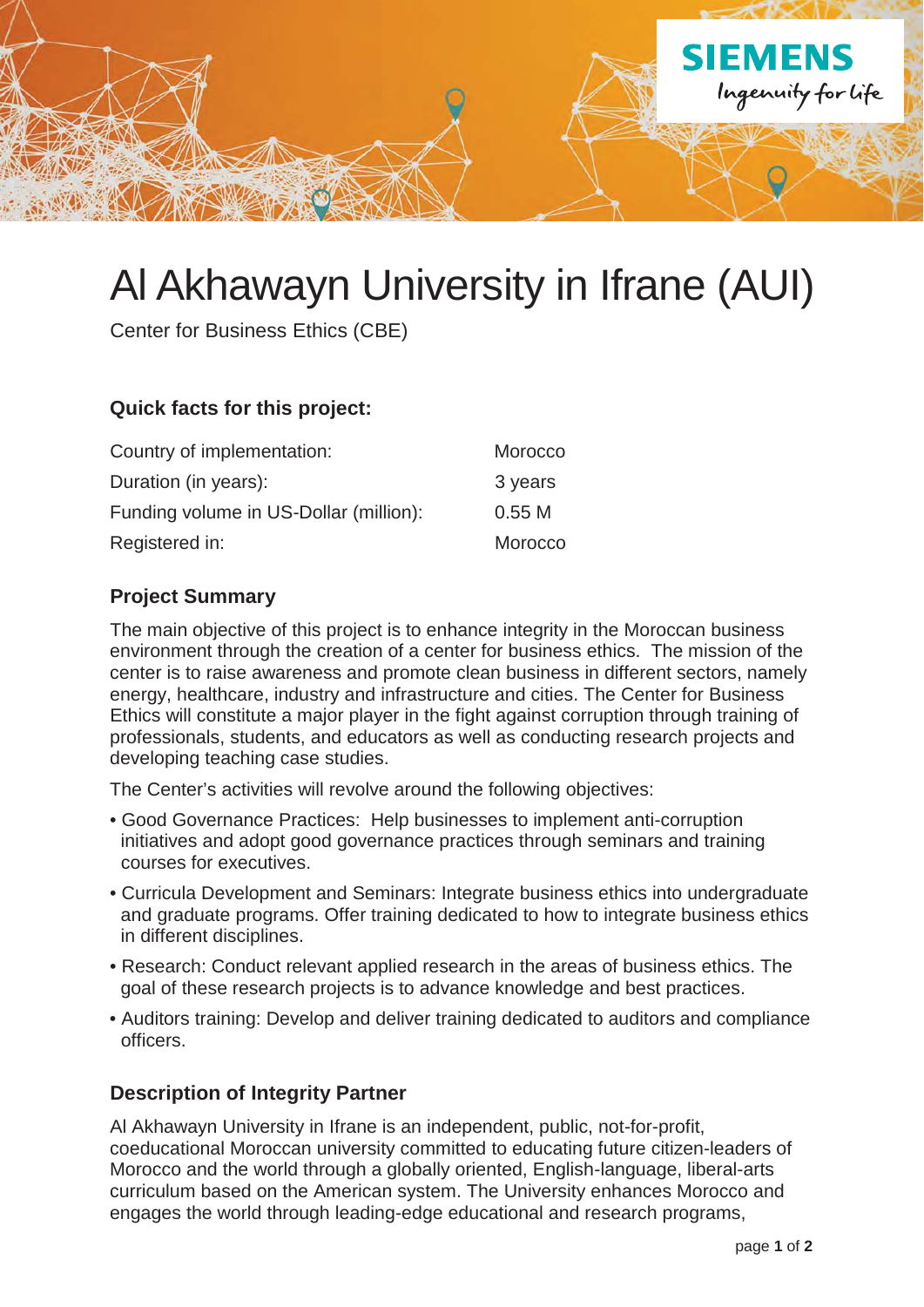# Al Akhawayn University in Ifrane (AUI)

Center for Business Ethics (CBE)

### Quick facts for this project:

| | |
|---|---|
| Country of implementation: | Morocco |
| Duration (in years): | 3 years |
| Funding volume in US-Dollar (million): | 0.55 M |
| Registered in: | Morocco |

### Project Summary

The main objective of this project is to enhance integrity in the Moroccan business environment through the creation of a center for business ethics. The mission of the center is to raise awareness and promote clean business in different sectors, namely energy, healthcare, industry and infrastructure and cities. The Center for Business Ethics will constitute a major player in the fight against corruption through training of professionals, students, and educators as well as conducting research projects and developing teaching case studies.

The Center's activities will revolve around the following objectives:

- Good Governance Practices: Help businesses to implement anti-corruption initiatives and adopt good governance practices through seminars and training courses for executives.
- Curricula Development and Seminars: Integrate business ethics into undergraduate and graduate programs. Offer training dedicated to how to integrate business ethics in different disciplines.
- Research: Conduct relevant applied research in the areas of business ethics. The goal of these research projects is to advance knowledge and best practices.
- Auditors training: Develop and deliver training dedicated to auditors and compliance officers.

### Description of Integrity Partner

Al Akhawayn University in Ifrane is an independent, public, not-for-profit, coeducational Moroccan university committed to educating future citizen-leaders of Morocco and the world through a globally oriented, English-language, liberal-arts curriculum based on the American system. The University enhances Morocco and engages the world through leading-edge educational and research programs,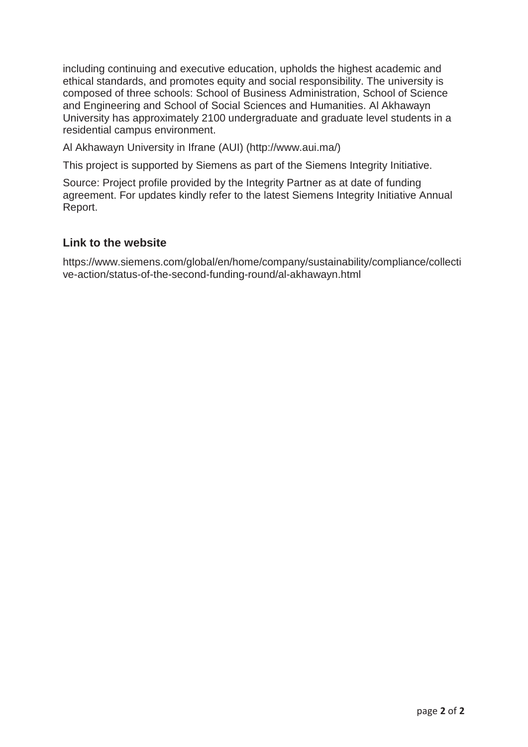including continuing and executive education, upholds the highest academic and ethical standards, and promotes equity and social responsibility. The university is composed of three schools: School of Business Administration, School of Science and Engineering and School of Social Sciences and Humanities. Al Akhawayn University has approximately 2100 undergraduate and graduate level students in a residential campus environment.

Al Akhawayn University in Ifrane (AUI) (http://www.aui.ma/)

This project is supported by Siemens as part of the Siemens Integrity Initiative.

Source: Project profile provided by the Integrity Partner as at date of funding agreement. For updates kindly refer to the latest Siemens Integrity Initiative Annual Report.

## Link to the website

https://www.siemens.com/global/en/home/company/sustainability/compliance/collective-action/status-of-the-second-funding-round/al-akhawayn.html